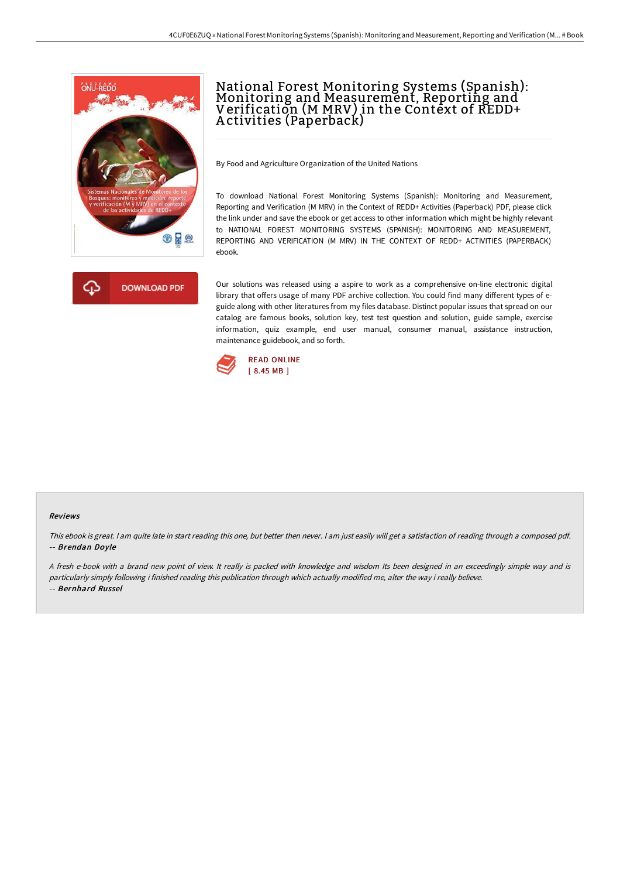# National Forest Monitoring Systems (Spanish): Monitoring and Measurement, Reporting and Verification (M MRV) in the Context of REDD+ Activities (Paperback)

By Food and Agriculture Organization of the United Nations

To download National Forest Monitoring Systems (Spanish): Monitoring and Measurement, Reporting and Verification (M MRV) in the Context of REDD+ Activities (Paperback) PDF, please click the link under and save the ebook or get access to other information which might be highly relevant to NATIONAL FOREST MONITORING SYSTEMS (SPANISH): MONITORING AND MEASUREMENT, REPORTING AND VERIFICATION (M MRV) IN THE CONTEXT OF REDD+ ACTIVITIES (PAPERBACK) ebook.

DOWNLOAD PDF

Our solutions was released using a aspire to work as a comprehensive on-line electronic digital library that offers usage of many PDF archive collection. You could find many different types of e-guide along with other literatures from my files database. Distinct popular issues that spread on our catalog are famous books, solution key, test test question and solution, guide sample, exercise information, quiz example, end user manual, consumer manual, assistance instruction, maintenance guidebook, and so forth.

READ ONLINE
[ 8.45 MB ]

#### Reviews

*This ebook is great. I am quite late in start reading this one, but better then never. I am just easily will get a satisfaction of reading through a composed pdf.*
-- ***Brendan Doyle***

*A fresh e-book with a brand new point of view. It really is packed with knowledge and wisdom Its been designed in an exceedingly simple way and is particularly simply following i finished reading this publication through which actually modified me, alter the way i really believe.*
-- ***Bernhard Russel***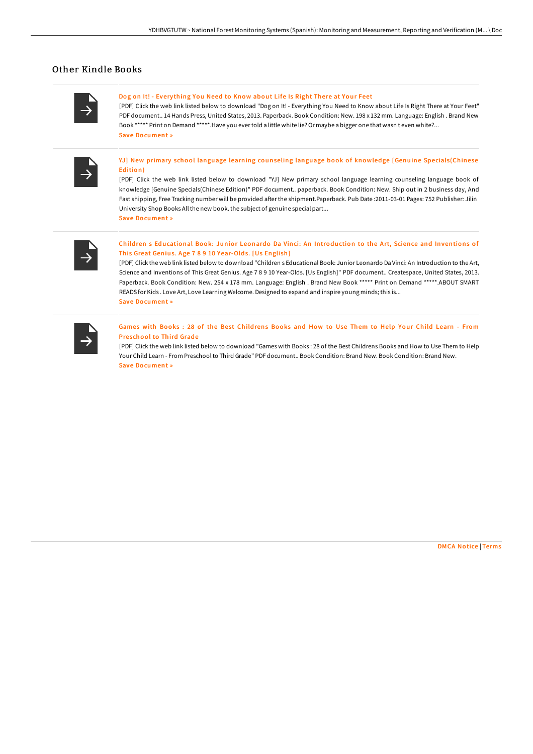## Other Kindle Books

### Dog on It! - Everything You Need to Know about Life Is Right There at Your Feet

[PDF] Click the web link listed below to download "Dog on It! - Everything You Need to Know about Life Is Right There at Your Feet" PDF document.. 14 Hands Press, United States, 2013. Paperback. Book Condition: New. 198 x 132 mm. Language: English . Brand New Book ***** Print on Demand *****.Have you ever told a little white lie? Or maybe a bigger one that wasn t even white?...

Save Document »

### YJ] New primary school language learning counseling language book of knowledge [Genuine Specials(Chinese Edition)

[PDF] Click the web link listed below to download "YJ] New primary school language learning counseling language book of knowledge [Genuine Specials(Chinese Edition)" PDF document.. paperback. Book Condition: New. Ship out in 2 business day, And Fast shipping, Free Tracking number will be provided after the shipment.Paperback. Pub Date :2011-03-01 Pages: 752 Publisher: Jilin University Shop Books All the new book. the subject of genuine special part...

Save Document »

### Children s Educational Book: Junior Leonardo Da Vinci: An Introduction to the Art, Science and Inventions of This Great Genius. Age 7 8 9 10 Year-Olds. [Us English]

[PDF] Click the web link listed below to download "Children s Educational Book: Junior Leonardo Da Vinci: An Introduction to the Art, Science and Inventions of This Great Genius. Age 7 8 9 10 Year-Olds. [Us English]" PDF document.. Createspace, United States, 2013. Paperback. Book Condition: New. 254 x 178 mm. Language: English . Brand New Book ***** Print on Demand *****.ABOUT SMART READS for Kids . Love Art, Love Learning Welcome. Designed to expand and inspire young minds; this is...

Save Document »

### Games with Books : 28 of the Best Childrens Books and How to Use Them to Help Your Child Learn - From Preschool to Third Grade

[PDF] Click the web link listed below to download "Games with Books : 28 of the Best Childrens Books and How to Use Them to Help Your Child Learn - From Preschool to Third Grade" PDF document.. Book Condition: Brand New. Book Condition: Brand New.

Save Document »

DMCA Notice | Terms